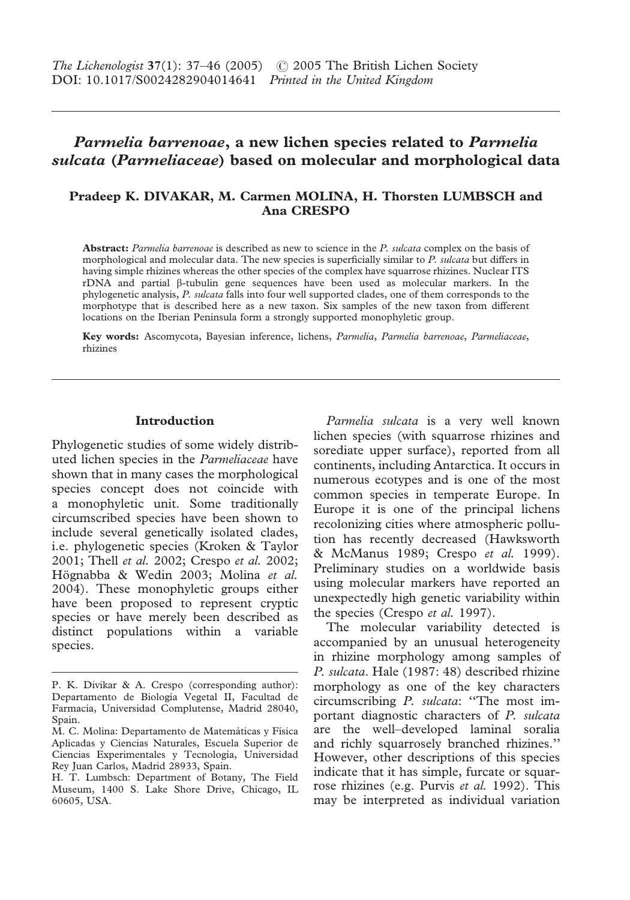The Lichenologist 37(1): 37–46 (2005) © 2005 The British Lichen Society
DOI: 10.1017/S0024282904014641 Printed in the United Kingdom

# *Parmelia barrenoae*, a new lichen species related to *Parmelia sulcata* (*Parmeliaceae*) based on molecular and morphological data

**Pradeep K. DIVAKAR, M. Carmen MOLINA, H. Thorsten LUMBSCH and Ana CRESPO**

**Abstract:** *Parmelia barrenoae* is described as new to science in the *P. sulcata* complex on the basis of morphological and molecular data. The new species is superficially similar to *P. sulcata* but differs in having simple rhizines whereas the other species of the complex have squarrose rhizines. Nuclear ITS rDNA and partial β-tubulin gene sequences have been used as molecular markers. In the phylogenetic analysis, *P. sulcata* falls into four well supported clades, one of them corresponds to the morphotype that is described here as a new taxon. Six samples of the new taxon from different locations on the Iberian Peninsula form a strongly supported monophyletic group.

**Key words:** Ascomycota, Bayesian inference, lichens, *Parmelia*, *Parmelia barrenoae*, *Parmeliaceae*, rhizines

## Introduction

Phylogenetic studies of some widely distributed lichen species in the *Parmeliaceae* have shown that in many cases the morphological species concept does not coincide with a monophyletic unit. Some traditionally circumscribed species have been shown to include several genetically isolated clades, i.e. phylogenetic species (Kroken & Taylor 2001; Thell *et al.* 2002; Crespo *et al.* 2002; Högnabba & Wedin 2003; Molina *et al.* 2004). These monophyletic groups either have been proposed to represent cryptic species or have merely been described as distinct populations within a variable species.

*Parmelia sulcata* is a very well known lichen species (with squarrose rhizines and sorediate upper surface), reported from all continents, including Antarctica. It occurs in numerous ecotypes and is one of the most common species in temperate Europe. In Europe it is one of the principal lichens recolonizing cities where atmospheric pollution has recently decreased (Hawksworth & McManus 1989; Crespo *et al.* 1999). Preliminary studies on a worldwide basis using molecular markers have reported an unexpectedly high genetic variability within the species (Crespo *et al.* 1997).

The molecular variability detected is accompanied by an unusual heterogeneity in rhizine morphology among samples of *P. sulcata*. Hale (1987: 48) described rhizine morphology as one of the key characters circumscribing *P. sulcata*: "The most important diagnostic characters of *P. sulcata* are the well–developed laminal soralia and richly squarrosely branched rhizines." However, other descriptions of this species indicate that it has simple, furcate or squarrose rhizines (e.g. Purvis *et al.* 1992). This may be interpreted as individual variation

P. K. Divakar & A. Crespo (corresponding author): Departamento de Biología Vegetal II, Facultad de Farmacia, Universidad Complutense, Madrid 28040, Spain.
M. C. Molina: Departamento de Matemáticas y Física Aplicadas y Ciencias Naturales, Escuela Superior de Ciencias Experimentales y Tecnología, Universidad Rey Juan Carlos, Madrid 28933, Spain.
H. T. Lumbsch: Department of Botany, The Field Museum, 1400 S. Lake Shore Drive, Chicago, IL 60605, USA.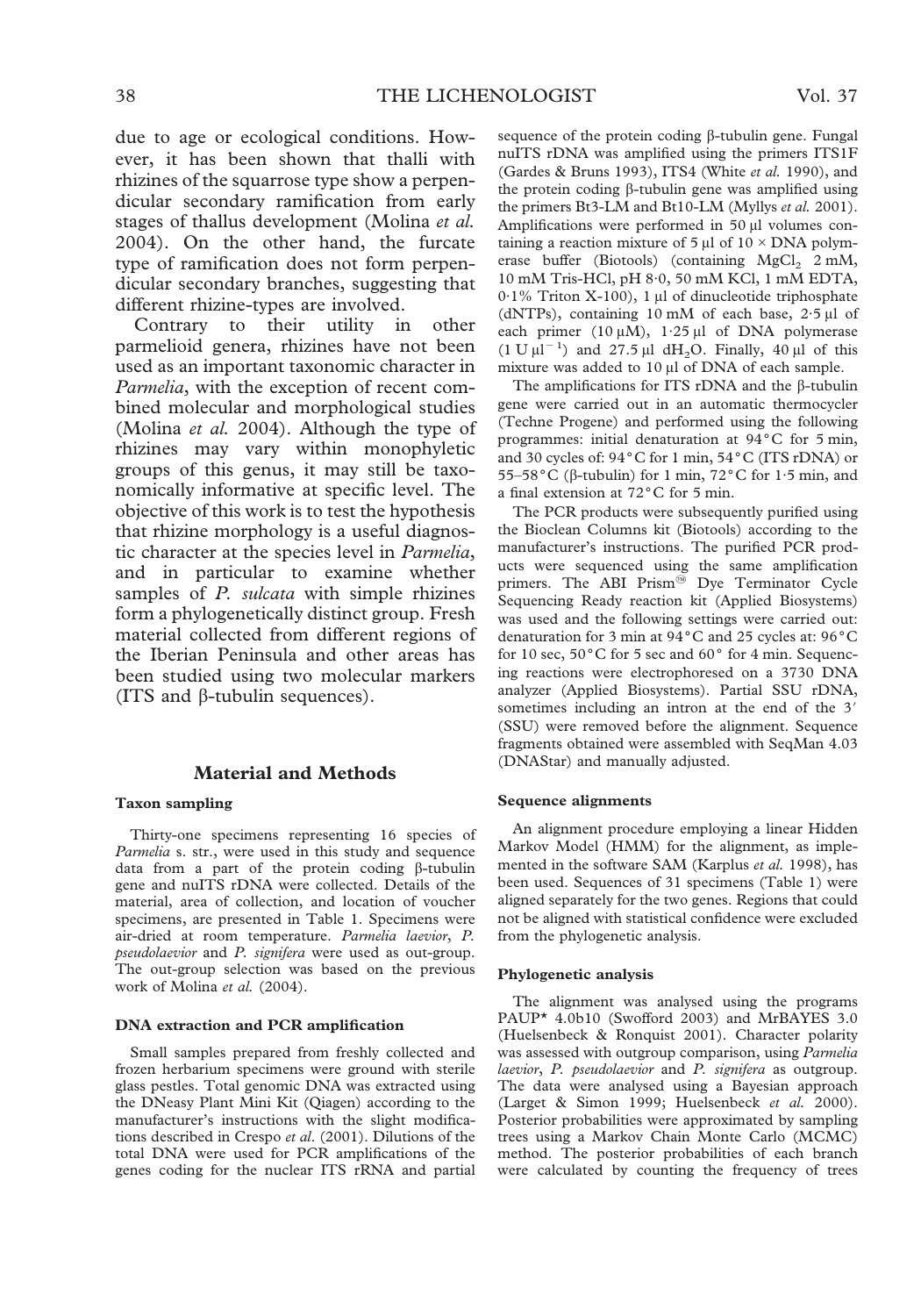due to age or ecological conditions. However, it has been shown that thalli with rhizines of the squarrose type show a perpendicular secondary ramification from early stages of thallus development (Molina *et al.* 2004). On the other hand, the furcate type of ramification does not form perpendicular secondary branches, suggesting that different rhizine-types are involved.

Contrary to their utility in other parmelioid genera, rhizines have not been used as an important taxonomic character in *Parmelia*, with the exception of recent combined molecular and morphological studies (Molina *et al.* 2004). Although the type of rhizines may vary within monophyletic groups of this genus, it may still be taxonomically informative at specific level. The objective of this work is to test the hypothesis that rhizine morphology is a useful diagnostic character at the species level in *Parmelia*, and in particular to examine whether samples of *P. sulcata* with simple rhizines form a phylogenetically distinct group. Fresh material collected from different regions of the Iberian Peninsula and other areas has been studied using two molecular markers (ITS and β-tubulin sequences).

## Material and Methods

### Taxon sampling

Thirty-one specimens representing 16 species of *Parmelia* s. str., were used in this study and sequence data from a part of the protein coding β-tubulin gene and nuITS rDNA were collected. Details of the material, area of collection, and location of voucher specimens, are presented in Table 1. Specimens were air-dried at room temperature. *Parmelia laevior*, *P. pseudolaevior* and *P. signifera* were used as out-group. The out-group selection was based on the previous work of Molina *et al.* (2004).

### DNA extraction and PCR amplification

Small samples prepared from freshly collected and frozen herbarium specimens were ground with sterile glass pestles. Total genomic DNA was extracted using the DNeasy Plant Mini Kit (Qiagen) according to the manufacturer's instructions with the slight modifications described in Crespo *et al*. (2001). Dilutions of the total DNA were used for PCR amplifications of the genes coding for the nuclear ITS rRNA and partial sequence of the protein coding β-tubulin gene. Fungal nuITS rDNA was amplified using the primers ITS1F (Gardes & Bruns 1993), ITS4 (White *et al.* 1990), and the protein coding β-tubulin gene was amplified using the primers Bt3-LM and Bt10-LM (Myllys *et al.* 2001). Amplifications were performed in 50 μl volumes containing a reaction mixture of 5 μl of 10 × DNA polymerase buffer (Biotools) (containing $MgCl_2$ 2 mM, 10 mM Tris-HCl, pH 8·0, 50 mM KCl, 1 mM EDTA, 0·1% Triton X-100), 1 μl of dinucleotide triphosphate (dNTPs), containing 10 mM of each base, 2·5 μl of each primer (10 μM), 1·25 μl of DNA polymerase (1 U $\mu l^{-1}$) and 27.5 μl $dH_2O$. Finally, 40 μl of this mixture was added to 10 μl of DNA of each sample.

The amplifications for ITS rDNA and the β-tubulin gene were carried out in an automatic thermocycler (Techne Progene) and performed using the following programmes: initial denaturation at 94°C for 5 min, and 30 cycles of: 94°C for 1 min, 54°C (ITS rDNA) or 55–58°C (β-tubulin) for 1 min, 72°C for 1·5 min, and a final extension at 72°C for 5 min.

The PCR products were subsequently purified using the Bioclean Columns kit (Biotools) according to the manufacturer's instructions. The purified PCR products were sequenced using the same amplification primers. The ABI Prism® Dye Terminator Cycle Sequencing Ready reaction kit (Applied Biosystems) was used and the following settings were carried out: denaturation for 3 min at 94°C and 25 cycles at: 96°C for 10 sec, 50°C for 5 sec and 60° for 4 min. Sequencing reactions were electrophoresed on a 3730 DNA analyzer (Applied Biosystems). Partial SSU rDNA, sometimes including an intron at the end of the 3′ (SSU) were removed before the alignment. Sequence fragments obtained were assembled with SeqMan 4.03 (DNAStar) and manually adjusted.

### Sequence alignments

An alignment procedure employing a linear Hidden Markov Model (HMM) for the alignment, as implemented in the software SAM (Karplus *et al.* 1998), has been used. Sequences of 31 specimens (Table 1) were aligned separately for the two genes. Regions that could not be aligned with statistical confidence were excluded from the phylogenetic analysis.

### Phylogenetic analysis

The alignment was analysed using the programs PAUP* 4.0b10 (Swofford 2003) and MrBAYES 3.0 (Huelsenbeck & Ronquist 2001). Character polarity was assessed with outgroup comparison, using *Parmelia laevior*, *P. pseudolaevior* and *P. signifera* as outgroup. The data were analysed using a Bayesian approach (Larget & Simon 1999; Huelsenbeck *et al.* 2000). Posterior probabilities were approximated by sampling trees using a Markov Chain Monte Carlo (MCMC) method. The posterior probabilities of each branch were calculated by counting the frequency of trees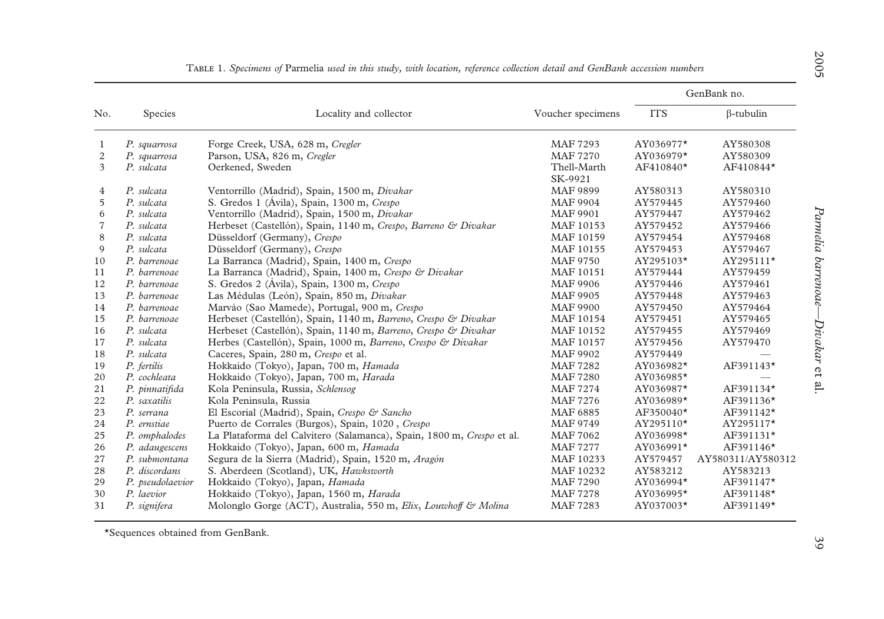Table 1. *Specimens of* Parmelia *used in this study, with location, reference collection detail and GenBank accession numbers*

| No. | Species | Locality and collector | Voucher specimens | GenBank no. | |
|---|---|---|---|---|---|
| | | | | ITS | β-tubulin |
| 1 | *P. squarrosa* | Forge Creek, USA, 628 m, *Cregler* | MAF 7293 | AY036977* | AY580308 |
| 2 | *P. squarrosa* | Parson, USA, 826 m, *Cregler* | MAF 7270 | AY036979* | AY580309 |
| 3 | *P. sulcata* | Oerkened, Sweden | Thell-Marth SK-9921 | AF410840* | AF410844* |
| 4 | *P. sulcata* | Ventorrillo (Madrid), Spain, 1500 m, *Divakar* | MAF 9899 | AY580313 | AY580310 |
| 5 | *P. sulcata* | S. Gredos 1 (Ávila), Spain, 1300 m, *Crespo* | MAF 9904 | AY579445 | AY579460 |
| 6 | *P. sulcata* | Ventorrillo (Madrid), Spain, 1500 m, *Divakar* | MAF 9901 | AY579447 | AY579462 |
| 7 | *P. sulcata* | Herbeset (Castellón), Spain, 1140 m, *Crespo, Barreno & Divakar* | MAF 10153 | AY579452 | AY579466 |
| 8 | *P. sulcata* | Düsseldorf (Germany), *Crespo* | MAF 10159 | AY579454 | AY579468 |
| 9 | *P. sulcata* | Düsseldorf (Germany), *Crespo* | MAF 10155 | AY579453 | AY579467 |
| 10 | *P. barrenoae* | La Barranca (Madrid), Spain, 1400 m, *Crespo* | MAF 9750 | AY295103* | AY295111* |
| 11 | *P. barrenoae* | La Barranca (Madrid), Spain, 1400 m, *Crespo & Divakar* | MAF 10151 | AY579444 | AY579459 |
| 12 | *P. barrenoae* | S. Gredos 2 (Ávila), Spain, 1300 m, *Crespo* | MAF 9906 | AY579446 | AY579461 |
| 13 | *P. barrenoae* | Las Médulas (León), Spain, 850 m, *Divakar* | MAF 9905 | AY579448 | AY579463 |
| 14 | *P. barrenoae* | Marvào (Sao Mamede), Portugal, 900 m, *Crespo* | MAF 9900 | AY579450 | AY579464 |
| 15 | *P. barrenoae* | Herbeset (Castellón), Spain, 1140 m, *Barreno, Crespo & Divakar* | MAF 10154 | AY579451 | AY579465 |
| 16 | *P. sulcata* | Herbeset (Castellón), Spain, 1140 m, *Barreno, Crespo & Divakar* | MAF 10152 | AY579455 | AY579469 |
| 17 | *P. sulcata* | Herbes (Castellón), Spain, 1000 m, *Barreno, Crespo & Divakar* | MAF 10157 | AY579456 | AY579470 |
| 18 | *P. sulcata* | Caceres, Spain, 280 m, *Crespo* et al. | MAF 9902 | AY579449 | — |
| 19 | *P. fertilis* | Hokkaido (Tokyo), Japan, 700 m, *Hamada* | MAF 7282 | AY036982* | AF391143* |
| 20 | *P. cochleata* | Hokkaido (Tokyo), Japan, 700 m, *Harada* | MAF 7280 | AY036985* | — |
| 21 | *P. pinnatifida* | Kola Peninsula, Russia, *Schlensog* | MAF 7274 | AY036987* | AF391134* |
| 22 | *P. saxatilis* | Kola Peninsula, Russia | MAF 7276 | AY036989* | AF391136* |
| 23 | *P. serrana* | El Escorial (Madrid), Spain, *Crespo & Sancho* | MAF 6885 | AF350040* | AF391142* |
| 24 | *P. ernstiae* | Puerto de Corrales (Burgos), Spain, 1020 , *Crespo* | MAF 9749 | AY295110* | AY295117* |
| 25 | *P. omphalodes* | La Plataforma del Calvitero (Salamanca), Spain, 1800 m, *Crespo* et al. | MAF 7062 | AY036998* | AF391131* |
| 26 | *P. adaugescens* | Hokkaido (Tokyo), Japan, 600 m, *Hamada* | MAF 7277 | AY036991* | AF391146* |
| 27 | *P. submontana* | Segura de la Sierra (Madrid), Spain, 1520 m, *Aragón* | MAF 10233 | AY579457 | AY580311/AY580312 |
| 28 | *P. discordans* | S. Aberdeen (Scotland), UK, *Hawksworth* | MAF 10232 | AY583212 | AY583213 |
| 29 | *P. pseudolaevior* | Hokkaido (Tokyo), Japan, *Hamada* | MAF 7290 | AY036994* | AF391147* |
| 30 | *P. laevior* | Hokkaido (Tokyo), Japan, 1560 m, *Harada* | MAF 7278 | AY036995* | AF391148* |
| 31 | *P. signifera* | Molonglo Gorge (ACT), Australia, 550 m, *Elix, Louwhoff & Molina* | MAF 7283 | AY037003* | AF391149* |

*Sequences obtained from GenBank.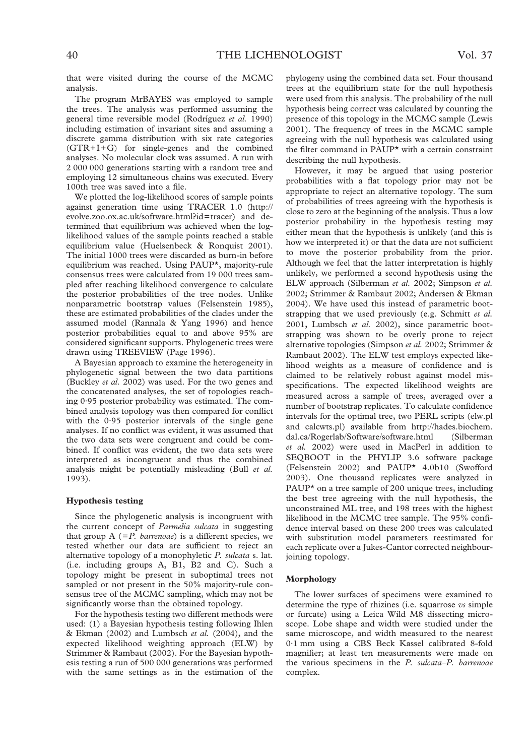that were visited during the course of the MCMC analysis.

The program MrBAYES was employed to sample the trees. The analysis was performed assuming the general time reversible model (Rodríguez *et al.* 1990) including estimation of invariant sites and assuming a discrete gamma distribution with six rate categories (GTR+I+G) for single-genes and the combined analyses. No molecular clock was assumed. A run with 2 000 000 generations starting with a random tree and employing 12 simultaneous chains was executed. Every 100th tree was saved into a file.

We plotted the log-likelihood scores of sample points against generation time using TRACER 1.0 (http://evolve.zoo.ox.ac.uk/software.html?id=tracer) and determined that equilibrium was achieved when the log-likelihood values of the sample points reached a stable equilibrium value (Huelsenbeck & Ronquist 2001). The initial 1000 trees were discarded as burn-in before equilibrium was reached. Using PAUP*, majority-rule consensus trees were calculated from 19 000 trees sampled after reaching likelihood convergence to calculate the posterior probabilities of the tree nodes. Unlike nonparametric bootstrap values (Felsenstein 1985), these are estimated probabilities of the clades under the assumed model (Rannala & Yang 1996) and hence posterior probabilities equal to and above 95% are considered significant supports. Phylogenetic trees were drawn using TREEVIEW (Page 1996).

A Bayesian approach to examine the heterogeneity in phylogenetic signal between the two data partitions (Buckley *et al.* 2002) was used. For the two genes and the concatenated analyses, the set of topologies reaching 0·95 posterior probability was estimated. The combined analysis topology was then compared for conflict with the 0·95 posterior intervals of the single gene analyses. If no conflict was evident, it was assumed that the two data sets were congruent and could be combined. If conflict was evident, the two data sets were interpreted as incongruent and thus the combined analysis might be potentially misleading (Bull *et al.* 1993).

### Hypothesis testing

Since the phylogenetic analysis is incongruent with the current concept of *Parmelia sulcata* in suggesting that group A (=*P. barrenoae*) is a different species, we tested whether our data are sufficient to reject an alternative topology of a monophyletic *P. sulcata* s. lat. (i.e. including groups A, B1, B2 and C). Such a topology might be present in suboptimal trees not sampled or not present in the 50% majority-rule consensus tree of the MCMC sampling, which may not be significantly worse than the obtained topology.

For the hypothesis testing two different methods were used: (1) a Bayesian hypothesis testing following Ihlen & Ekman (2002) and Lumbsch *et al.* (2004), and the expected likelihood weighting approach (ELW) by Strimmer & Rambaut (2002). For the Bayesian hypothesis testing a run of 500 000 generations was performed with the same settings as in the estimation of the phylogeny using the combined data set. Four thousand trees at the equilibrium state for the null hypothesis were used from this analysis. The probability of the null hypothesis being correct was calculated by counting the presence of this topology in the MCMC sample (Lewis 2001). The frequency of trees in the MCMC sample agreeing with the null hypothesis was calculated using the filter command in PAUP* with a certain constraint describing the null hypothesis.

However, it may be argued that using posterior probabilities with a flat topology prior may not be appropriate to reject an alternative topology. The sum of probabilities of trees agreeing with the hypothesis is close to zero at the beginning of the analysis. Thus a low posterior probability in the hypothesis testing may either mean that the hypothesis is unlikely (and this is how we interpreted it) or that the data are not sufficient to move the posterior probability from the prior. Although we feel that the latter interpretation is highly unlikely, we performed a second hypothesis using the ELW approach (Silberman *et al.* 2002; Simpson *et al.* 2002; Strimmer & Rambaut 2002; Andersen & Ekman 2004). We have used this instead of parametric bootstrapping that we used previously (e.g. Schmitt *et al.* 2001, Lumbsch *et al.* 2002), since parametric bootstrapping was shown to be overly prone to reject alternative topologies (Simpson *et al.* 2002; Strimmer & Rambaut 2002). The ELW test employs expected likelihood weights as a measure of confidence and is claimed to be relatively robust against model misspecifications. The expected likelihood weights are measured across a sample of trees, averaged over a number of bootstrap replicates. To calculate confidence intervals for the optimal tree, two PERL scripts (elw.pl and calcwts.pl) available from http://hades.biochem.dal.ca/Rogerlab/Software/software.html (Silberman *et al.* 2002) were used in MacPerl in addition to SEQBOOT in the PHYLIP 3.6 software package (Felsenstein 2002) and PAUP* 4.0b10 (Swofford 2003). One thousand replicates were analyzed in PAUP* on a tree sample of 200 unique trees, including the best tree agreeing with the null hypothesis, the unconstrained ML tree, and 198 trees with the highest likelihood in the MCMC tree sample. The 95% confidence interval based on these 200 trees was calculated with substitution model parameters reestimated for each replicate over a Jukes-Cantor corrected neighbour-joining topology.

### Morphology

The lower surfaces of specimens were examined to determine the type of rhizines (i.e. squarrose *vs* simple or furcate) using a Leica Wild M8 dissecting microscope. Lobe shape and width were studied under the same microscope, and width measured to the nearest 0·1 mm using a CBS Beck Kassel calibrated 8-fold magnifier; at least ten measurements were made on the various specimens in the *P. sulcata*–*P. barrenoae* complex.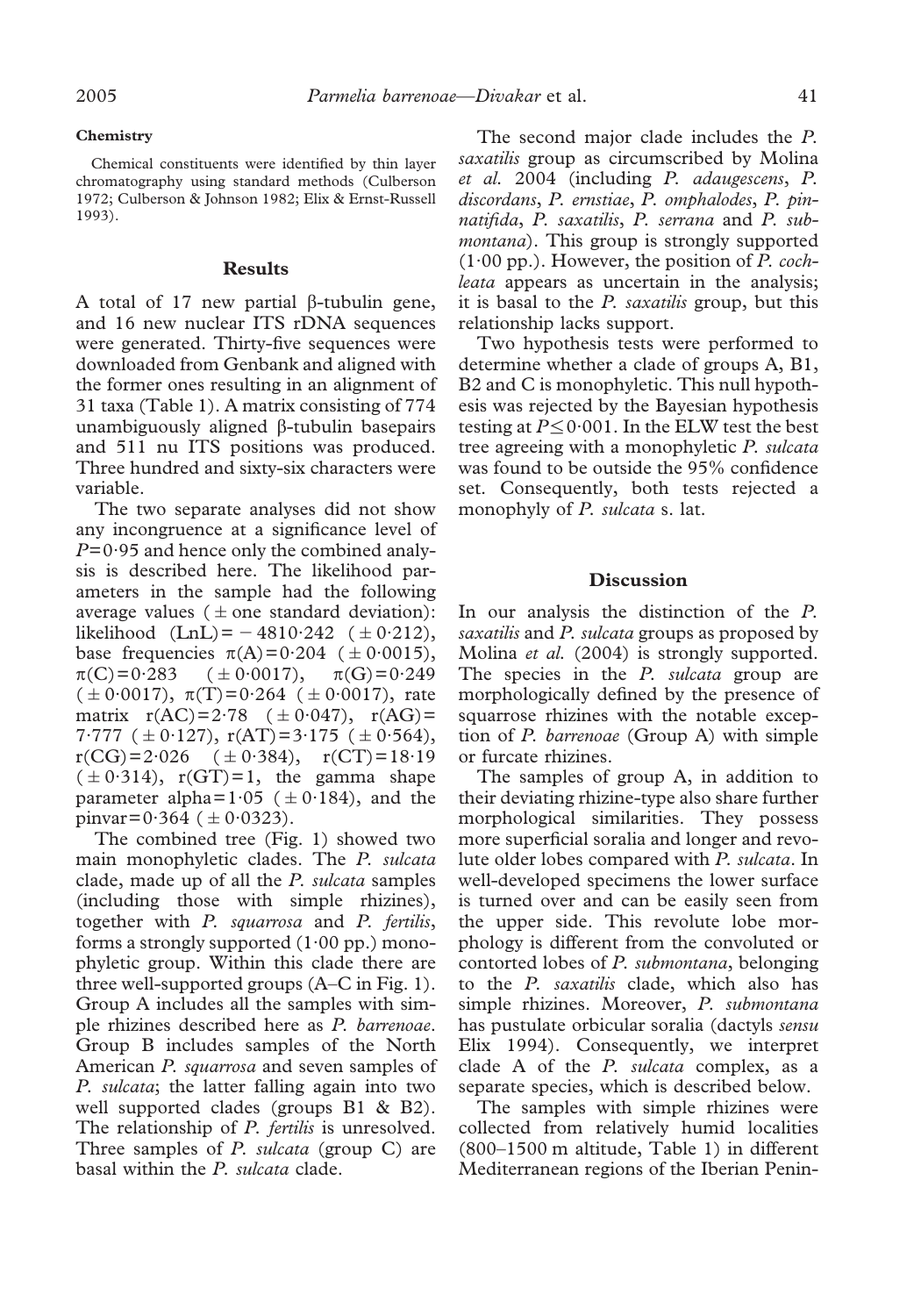#### Chemistry

Chemical constituents were identified by thin layer chromatography using standard methods (Culberson 1972; Culberson & Johnson 1982; Elix & Ernst-Russell 1993).

## Results

A total of 17 new partial β-tubulin gene, and 16 new nuclear ITS rDNA sequences were generated. Thirty-five sequences were downloaded from Genbank and aligned with the former ones resulting in an alignment of 31 taxa (Table 1). A matrix consisting of 774 unambiguously aligned β-tubulin basepairs and 511 nu ITS positions was produced. Three hundred and sixty-six characters were variable.

The two separate analyses did not show any incongruence at a significance level of $P=0{\cdot}95$ and hence only the combined analysis is described here. The likelihood parameters in the sample had the following average values (± one standard deviation): likelihood (LnL) = $-4810{\cdot}242$ ($\pm 0{\cdot}212$), base frequencies $\pi(A)=0{\cdot}204$ ($\pm 0{\cdot}0015$), $\pi(C)=0{\cdot}283$ ($\pm 0{\cdot}0017$), $\pi(G)=0{\cdot}249$ ($\pm 0{\cdot}0017$), $\pi(T)=0{\cdot}264$ ($\pm 0{\cdot}0017$), rate matrix $r(AC)=2{\cdot}78$ ($\pm 0{\cdot}047$), $r(AG)=7{\cdot}777$ ($\pm 0{\cdot}127$), $r(AT)=3{\cdot}175$ ($\pm 0{\cdot}564$), $r(CG)=2{\cdot}026$ ($\pm 0{\cdot}384$), $r(CT)=18{\cdot}19$ ($\pm 0{\cdot}314$), $r(GT)=1$, the gamma shape parameter alpha $=1{\cdot}05$ ($\pm 0{\cdot}184$), and the pinvar $=0{\cdot}364$ ($\pm 0{\cdot}0323$).

The combined tree (Fig. 1) showed two main monophyletic clades. The *P. sulcata* clade, made up of all the *P. sulcata* samples (including those with simple rhizines), together with *P. squarrosa* and *P. fertilis*, forms a strongly supported (1·00 pp.) monophyletic group. Within this clade there are three well-supported groups (A–C in Fig. 1). Group A includes all the samples with simple rhizines described here as *P. barrenoae*. Group B includes samples of the North American *P. squarrosa* and seven samples of *P. sulcata*; the latter falling again into two well supported clades (groups B1 & B2). The relationship of *P. fertilis* is unresolved. Three samples of *P. sulcata* (group C) are basal within the *P. sulcata* clade.

The second major clade includes the *P. saxatilis* group as circumscribed by Molina *et al.* 2004 (including *P. adaugescens*, *P. discordans*, *P. ernstiae*, *P. omphalodes*, *P. pinnatifida*, *P. saxatilis*, *P. serrana* and *P. submontana*). This group is strongly supported (1·00 pp.). However, the position of *P. cochleata* appears as uncertain in the analysis; it is basal to the *P. saxatilis* group, but this relationship lacks support.

Two hypothesis tests were performed to determine whether a clade of groups A, B1, B2 and C is monophyletic. This null hypothesis was rejected by the Bayesian hypothesis testing at $P \leq 0{\cdot}001$. In the ELW test the best tree agreeing with a monophyletic *P. sulcata* was found to be outside the 95% confidence set. Consequently, both tests rejected a monophyly of *P. sulcata* s. lat.

## Discussion

In our analysis the distinction of the *P. saxatilis* and *P. sulcata* groups as proposed by Molina *et al.* (2004) is strongly supported. The species in the *P. sulcata* group are morphologically defined by the presence of squarrose rhizines with the notable exception of *P. barrenoae* (Group A) with simple or furcate rhizines.

The samples of group A, in addition to their deviating rhizine-type also share further morphological similarities. They possess more superficial soralia and longer and revolute older lobes compared with *P. sulcata*. In well-developed specimens the lower surface is turned over and can be easily seen from the upper side. This revolute lobe morphology is different from the convoluted or contorted lobes of *P. submontana*, belonging to the *P. saxatilis* clade, which also has simple rhizines. Moreover, *P. submontana* has pustulate orbicular soralia (dactyls *sensu* Elix 1994). Consequently, we interpret clade A of the *P. sulcata* complex, as a separate species, which is described below.

The samples with simple rhizines were collected from relatively humid localities (800–1500 m altitude, Table 1) in different Mediterranean regions of the Iberian Penin-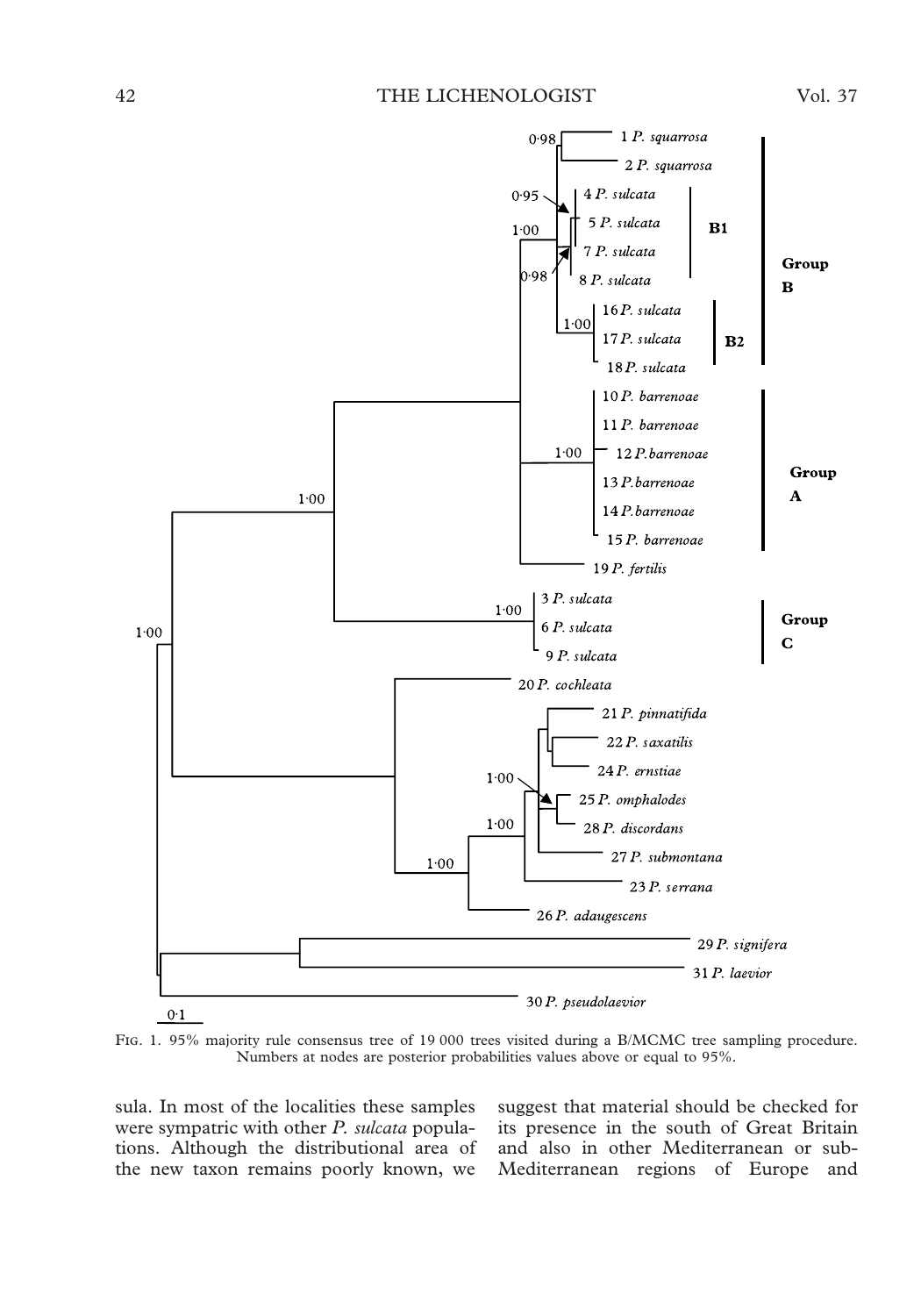FIG. 1. 95% majority rule consensus tree of 19 000 trees visited during a B/MCMC tree sampling procedure. Numbers at nodes are posterior probabilities values above or equal to 95%.

sula. In most of the localities these samples were sympatric with other *P. sulcata* populations. Although the distributional area of the new taxon remains poorly known, we suggest that material should be checked for its presence in the south of Great Britain and also in other Mediterranean or sub-Mediterranean regions of Europe and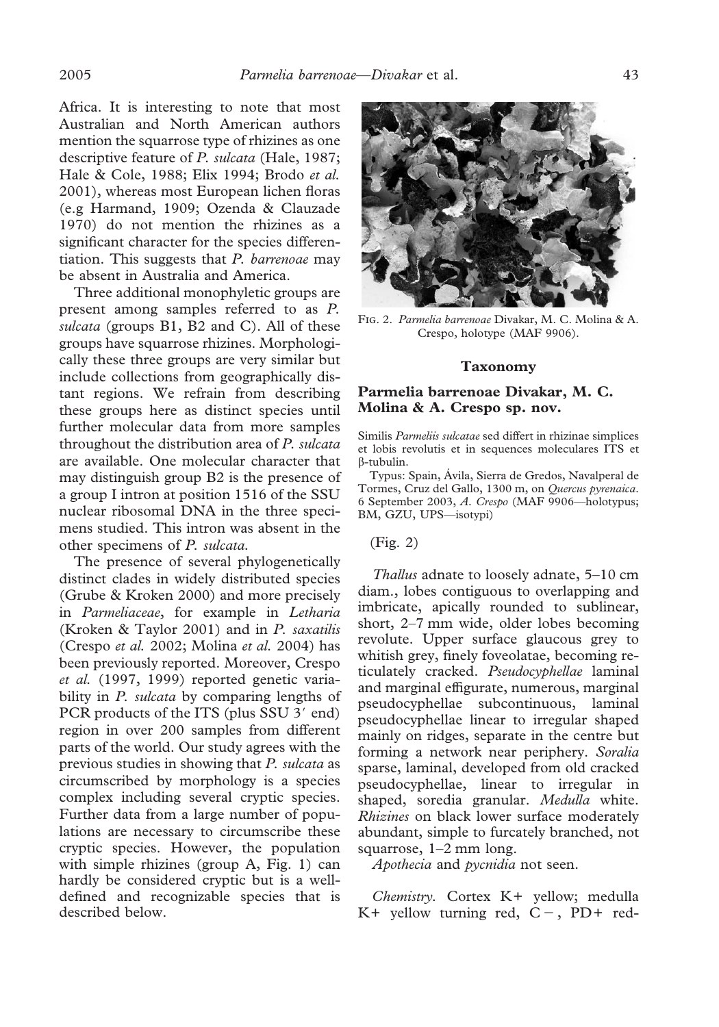Africa. It is interesting to note that most Australian and North American authors mention the squarrose type of rhizines as one descriptive feature of *P. sulcata* (Hale, 1987; Hale & Cole, 1988; Elix 1994; Brodo *et al.* 2001), whereas most European lichen floras (e.g Harmand, 1909; Ozenda & Clauzade 1970) do not mention the rhizines as a significant character for the species differentiation. This suggests that *P. barrenoae* may be absent in Australia and America.

Three additional monophyletic groups are present among samples referred to as *P. sulcata* (groups B1, B2 and C). All of these groups have squarrose rhizines. Morphologically these three groups are very similar but include collections from geographically distant regions. We refrain from describing these groups here as distinct species until further molecular data from more samples throughout the distribution area of *P. sulcata* are available. One molecular character that may distinguish group B2 is the presence of a group I intron at position 1516 of the SSU nuclear ribosomal DNA in the three specimens studied. This intron was absent in the other specimens of *P. sulcata*.

The presence of several phylogenetically distinct clades in widely distributed species (Grube & Kroken 2000) and more precisely in *Parmeliaceae*, for example in *Letharia* (Kroken & Taylor 2001) and in *P. saxatilis* (Crespo *et al.* 2002; Molina *et al.* 2004) has been previously reported. Moreover, Crespo *et al.* (1997, 1999) reported genetic variability in *P. sulcata* by comparing lengths of PCR products of the ITS (plus SSU 3′ end) region in over 200 samples from different parts of the world. Our study agrees with the previous studies in showing that *P. sulcata* as circumscribed by morphology is a species complex including several cryptic species. Further data from a large number of populations are necessary to circumscribe these cryptic species. However, the population with simple rhizines (group A, Fig. 1) can hardly be considered cryptic but is a well-defined and recognizable species that is described below.

Fig. 2. *Parmelia barrenoae* Divakar, M. C. Molina & A. Crespo, holotype (MAF 9906).

## Taxonomy

### Parmelia barrenoae Divakar, M. C. Molina & A. Crespo sp. nov.

Similis *Parmeliis sulcatae* sed differt in rhizinae simplices et lobis revolutis et in sequences moleculares ITS et β-tubulin.

Typus: Spain, Ávila, Sierra de Gredos, Navalperal de Tormes, Cruz del Gallo, 1300 m, on *Quercus pyrenaica*. 6 September 2003, *A. Crespo* (MAF 9906—holotypus; BM, GZU, UPS—isotypi)

(Fig. 2)

*Thallus* adnate to loosely adnate, 5–10 cm diam., lobes contiguous to overlapping and imbricate, apically rounded to sublinear, short, 2–7 mm wide, older lobes becoming revolute. Upper surface glaucous grey to whitish grey, finely foveolatae, becoming reticulately cracked. *Pseudocyphellae* laminal and marginal effigurate, numerous, marginal pseudocyphellae subcontinuous, laminal pseudocyphellae linear to irregular shaped mainly on ridges, separate in the centre but forming a network near periphery. *Soralia* sparse, laminal, developed from old cracked pseudocyphellae, linear to irregular in shaped, soredia granular. *Medulla* white. *Rhizines* on black lower surface moderately abundant, simple to furcately branched, not squarrose, 1–2 mm long.

*Apothecia* and *pycnidia* not seen.

*Chemistry.* Cortex K+ yellow; medulla K+ yellow turning red, C −, PD+ red-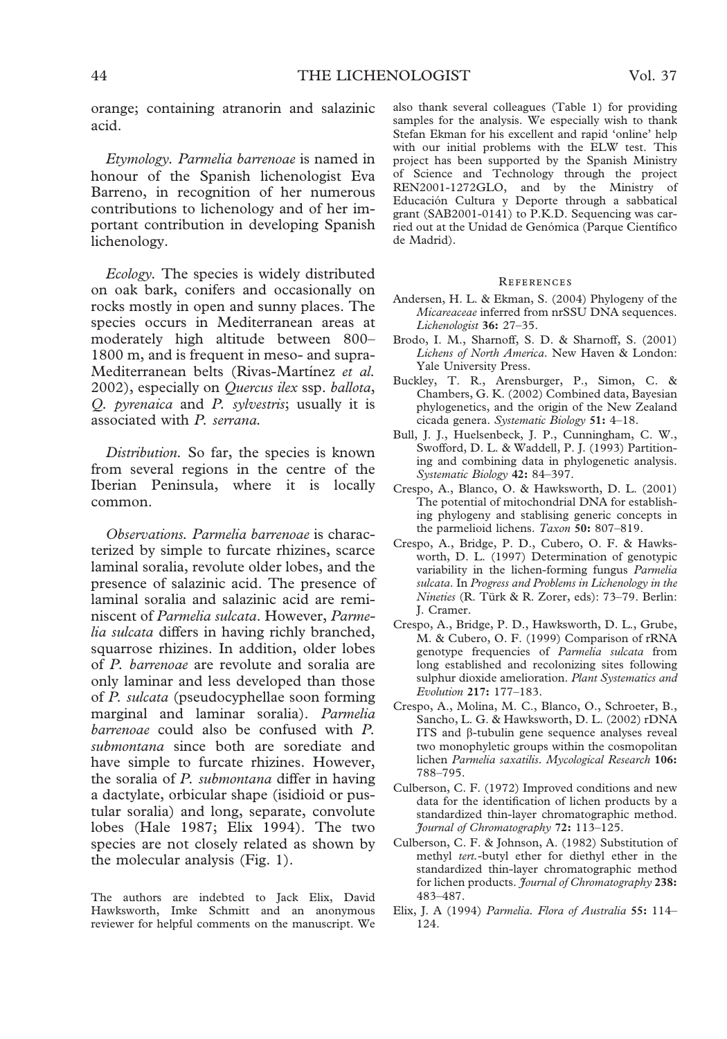orange; containing atranorin and salazinic acid.

*Etymology.* *Parmelia barrenoae* is named in honour of the Spanish lichenologist Eva Barreno, in recognition of her numerous contributions to lichenology and of her important contribution in developing Spanish lichenology.

*Ecology.* The species is widely distributed on oak bark, conifers and occasionally on rocks mostly in open and sunny places. The species occurs in Mediterranean areas at moderately high altitude between 800–1800 m, and is frequent in meso- and supra-Mediterranean belts (Rivas-Martínez *et al.* 2002), especially on *Quercus ilex* ssp. *ballota*, *Q. pyrenaica* and *P. sylvestris*; usually it is associated with *P. serrana*.

*Distribution.* So far, the species is known from several regions in the centre of the Iberian Peninsula, where it is locally common.

*Observations.* *Parmelia barrenoae* is characterized by simple to furcate rhizines, scarce laminal soralia, revolute older lobes, and the presence of salazinic acid. The presence of laminal soralia and salazinic acid are reminiscent of *Parmelia sulcata*. However, *Parmelia sulcata* differs in having richly branched, squarrose rhizines. In addition, older lobes of *P. barrenoae* are revolute and soralia are only laminar and less developed than those of *P. sulcata* (pseudocyphellae soon forming marginal and laminar soralia). *Parmelia barrenoae* could also be confused with *P. submontana* since both are sorediate and have simple to furcate rhizines. However, the soralia of *P. submontana* differ in having a dactylate, orbicular shape (isidioid or pustular soralia) and long, separate, convolute lobes (Hale 1987; Elix 1994). The two species are not closely related as shown by the molecular analysis (Fig. 1).

The authors are indebted to Jack Elix, David Hawksworth, Imke Schmitt and an anonymous reviewer for helpful comments on the manuscript. We also thank several colleagues (Table 1) for providing samples for the analysis. We especially wish to thank Stefan Ekman for his excellent and rapid 'online' help with our initial problems with the ELW test. This project has been supported by the Spanish Ministry of Science and Technology through the project REN2001-1272GLO, and by the Ministry of Educación Cultura y Deporte through a sabbatical grant (SAB2001-0141) to P.K.D. Sequencing was carried out at the Unidad de Genómica (Parque Científico de Madrid).

## References

Andersen, H. L. & Ekman, S. (2004) Phylogeny of the *Micareaceae* inferred from nrSSU DNA sequences. *Lichenologist* **36:** 27–35.

Brodo, I. M., Sharnoff, S. D. & Sharnoff, S. (2001) *Lichens of North America*. New Haven & London: Yale University Press.

Buckley, T. R., Arensburger, P., Simon, C. & Chambers, G. K. (2002) Combined data, Bayesian phylogenetics, and the origin of the New Zealand cicada genera. *Systematic Biology* **51:** 4–18.

Bull, J. J., Huelsenbeck, J. P., Cunningham, C. W., Swofford, D. L. & Waddell, P. J. (1993) Partitioning and combining data in phylogenetic analysis. *Systematic Biology* **42:** 84–397.

Crespo, A., Blanco, O. & Hawksworth, D. L. (2001) The potential of mitochondrial DNA for establishing phylogeny and stablising generic concepts in the parmelioid lichens. *Taxon* **50:** 807–819.

Crespo, A., Bridge, P. D., Cubero, O. F. & Hawksworth, D. L. (1997) Determination of genotypic variability in the lichen-forming fungus *Parmelia sulcata*. In *Progress and Problems in Lichenology in the Nineties* (R. Türk & R. Zorer, eds): 73–79. Berlin: J. Cramer.

Crespo, A., Bridge, P. D., Hawksworth, D. L., Grube, M. & Cubero, O. F. (1999) Comparison of rRNA genotype frequencies of *Parmelia sulcata* from long established and recolonizing sites following sulphur dioxide amelioration. *Plant Systematics and Evolution* **217:** 177–183.

Crespo, A., Molina, M. C., Blanco, O., Schroeter, B., Sancho, L. G. & Hawksworth, D. L. (2002) rDNA ITS and β-tubulin gene sequence analyses reveal two monophyletic groups within the cosmopolitan lichen *Parmelia saxatilis*. *Mycological Research* **106:** 788–795.

Culberson, C. F. (1972) Improved conditions and new data for the identification of lichen products by a standardized thin-layer chromatographic method. *Journal of Chromatography* **72:** 113–125.

Culberson, C. F. & Johnson, A. (1982) Substitution of methyl *tert.*-butyl ether for diethyl ether in the standardized thin-layer chromatographic method for lichen products. *Journal of Chromatography* **238:** 483–487.

Elix, J. A (1994) *Parmelia*. *Flora of Australia* **55:** 114–124.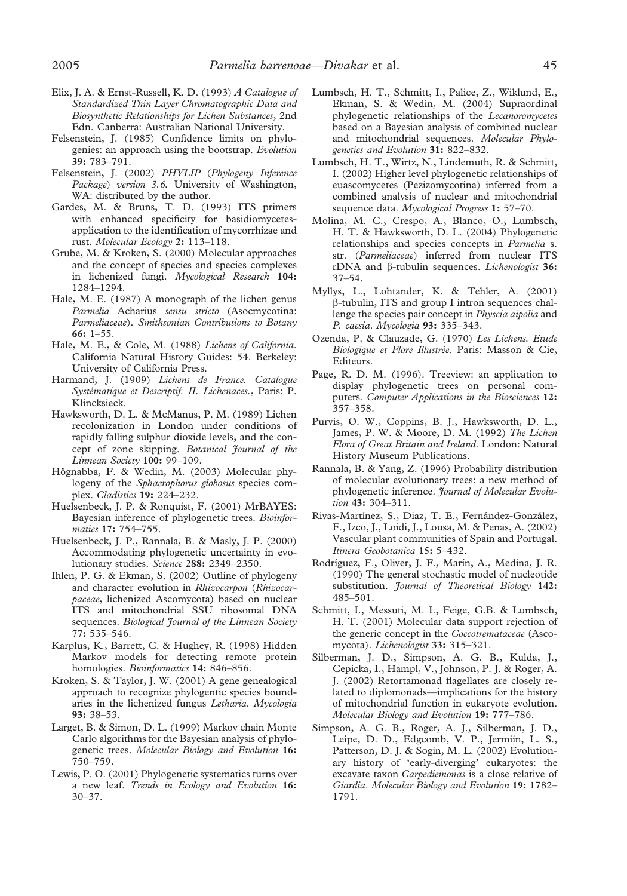Elix, J. A. & Ernst-Russell, K. D. (1993) *A Catalogue of Standardized Thin Layer Chromatographic Data and Biosynthetic Relationships for Lichen Substances*, 2nd Edn. Canberra: Australian National University.

Felsenstein, J. (1985) Confidence limits on phylogenies: an approach using the bootstrap. *Evolution* **39:** 783–791.

Felsenstein, J. (2002) *PHYLIP* (*Phylogeny Inference Package*) *version 3.6.* University of Washington, WA: distributed by the author.

Gardes, M. & Bruns, T. D. (1993) ITS primers with enhanced specificity for basidiomycetes-application to the identification of mycorrhizae and rust. *Molecular Ecology* **2:** 113–118.

Grube, M. & Kroken, S. (2000) Molecular approaches and the concept of species and species complexes in lichenized fungi. *Mycological Research* **104:** 1284–1294.

Hale, M. E. (1987) A monograph of the lichen genus *Parmelia* Acharius *sensu stricto* (Asocmycotina: *Parmeliaceae*). *Smithsonian Contributions to Botany* **66:** 1–55.

Hale, M. E., & Cole, M. (1988) *Lichens of California*. California Natural History Guides: 54. Berkeley: University of California Press.

Harmand, J. (1909) *Lichens de France. Catalogue Systématique et Descriptif. II. Lichenaces.*, Paris: P. Klincksieck.

Hawksworth, D. L. & McManus, P. M. (1989) Lichen recolonization in London under conditions of rapidly falling sulphur dioxide levels, and the concept of zone skipping. *Botanical Journal of the Linnean Society* **100:** 99–109.

Högnabba, F. & Wedin, M. (2003) Molecular phylogeny of the *Sphaerophorus globosus* species complex. *Cladistics* **19:** 224–232.

Huelsenbeck, J. P. & Ronquist, F. (2001) MrBAYES: Bayesian inference of phylogenetic trees. *Bioinformatics* **17:** 754–755.

Huelsenbeck, J. P., Rannala, B. & Masly, J. P. (2000) Accommodating phylogenetic uncertainty in evolutionary studies. *Science* **288:** 2349–2350.

Ihlen, P. G. & Ekman, S. (2002) Outline of phylogeny and character evolution in *Rhizocarpon* (*Rhizocarpaceae*, lichenized Ascomycota) based on nuclear ITS and mitochondrial SSU ribosomal DNA sequences. *Biological Journal of the Linnean Society* **77:** 535–546.

Karplus, K., Barrett, C. & Hughey, R. (1998) Hidden Markov models for detecting remote protein homologies. *Bioinformatics* **14:** 846–856.

Kroken, S. & Taylor, J. W. (2001) A gene genealogical approach to recognize phylogentic species boundaries in the lichenized fungus *Letharia*. *Mycologia* **93:** 38–53.

Larget, B. & Simon, D. L. (1999) Markov chain Monte Carlo algorithms for the Bayesian analysis of phylogenetic trees. *Molecular Biology and Evolution* **16:** 750–759.

Lewis, P. O. (2001) Phylogenetic systematics turns over a new leaf. *Trends in Ecology and Evolution* **16:** 30–37.

Lumbsch, H. T., Schmitt, I., Palice, Z., Wiklund, E., Ekman, S. & Wedin, M. (2004) Supraordinal phylogenetic relationships of the *Lecanoromycetes* based on a Bayesian analysis of combined nuclear and mitochondrial sequences. *Molecular Phylogenetics and Evolution* **31:** 822–832.

Lumbsch, H. T., Wirtz, N., Lindemuth, R. & Schmitt, I. (2002) Higher level phylogenetic relationships of euascomycetes (Pezizomycotina) inferred from a combined analysis of nuclear and mitochondrial sequence data. *Mycological Progress* **1:** 57–70.

Molina, M. C., Crespo, A., Blanco, O., Lumbsch, H. T. & Hawksworth, D. L. (2004) Phylogenetic relationships and species concepts in *Parmelia* s. str. (*Parmeliaceae*) inferred from nuclear ITS rDNA and β-tubulin sequences. *Lichenologist* **36:** 37–54.

Myllys, L., Lohtander, K. & Tehler, A. (2001) β-tubulin, ITS and group I intron sequences challenge the species pair concept in *Physcia aipolia* and *P. caesia*. *Mycologia* **93:** 335–343.

Ozenda, P. & Clauzade, G. (1970) *Les Lichens. Etude Biologique et Flore Illustrée*. Paris: Masson & Cie, Editeurs.

Page, R. D. M. (1996). Treeview: an application to display phylogenetic trees on personal computers. *Computer Applications in the Biosciences* **12:** 357–358.

Purvis, O. W., Coppins, B. J., Hawksworth, D. L., James, P. W. & Moore, D. M. (1992) *The Lichen Flora of Great Britain and Ireland*. London: Natural History Museum Publications.

Rannala, B. & Yang, Z. (1996) Probability distribution of molecular evolutionary trees: a new method of phylogenetic inference. *Journal of Molecular Evolution* **43:** 304–311.

Rivas-Martínez, S., Diaz, T. E., Fernández-González, F., Izco, J., Loidi, J., Lousa, M. & Penas, A. (2002) Vascular plant communities of Spain and Portugal. *Itinera Geobotanica* **15:** 5–432.

Rodríguez, F., Oliver, J. F., Marín, A., Medina, J. R. (1990) The general stochastic model of nucleotide substitution. *Journal of Theoretical Biology* **142:** 485–501.

Schmitt, I., Messuti, M. I., Feige, G.B. & Lumbsch, H. T. (2001) Molecular data support rejection of the generic concept in the *Coccotremataceae* (Ascomycota). *Lichenologist* **33:** 315–321.

Silberman, J. D., Simpson, A. G. B., Kulda, J., Cepicka, I., Hampl, V., Johnson, P. J. & Roger, A. J. (2002) Retortamonad flagellates are closely related to diplomonads—implications for the history of mitochondrial function in eukaryote evolution. *Molecular Biology and Evolution* **19:** 777–786.

Simpson, A. G. B., Roger, A. J., Silberman, J. D., Leipe, D. D., Edgcomb, V. P., Jermiin, L. S., Patterson, D. J. & Sogin, M. L. (2002) Evolutionary history of 'early-diverging' eukaryotes: the excavate taxon *Carpediemonas* is a close relative of *Giardia*. *Molecular Biology and Evolution* **19:** 1782–1791.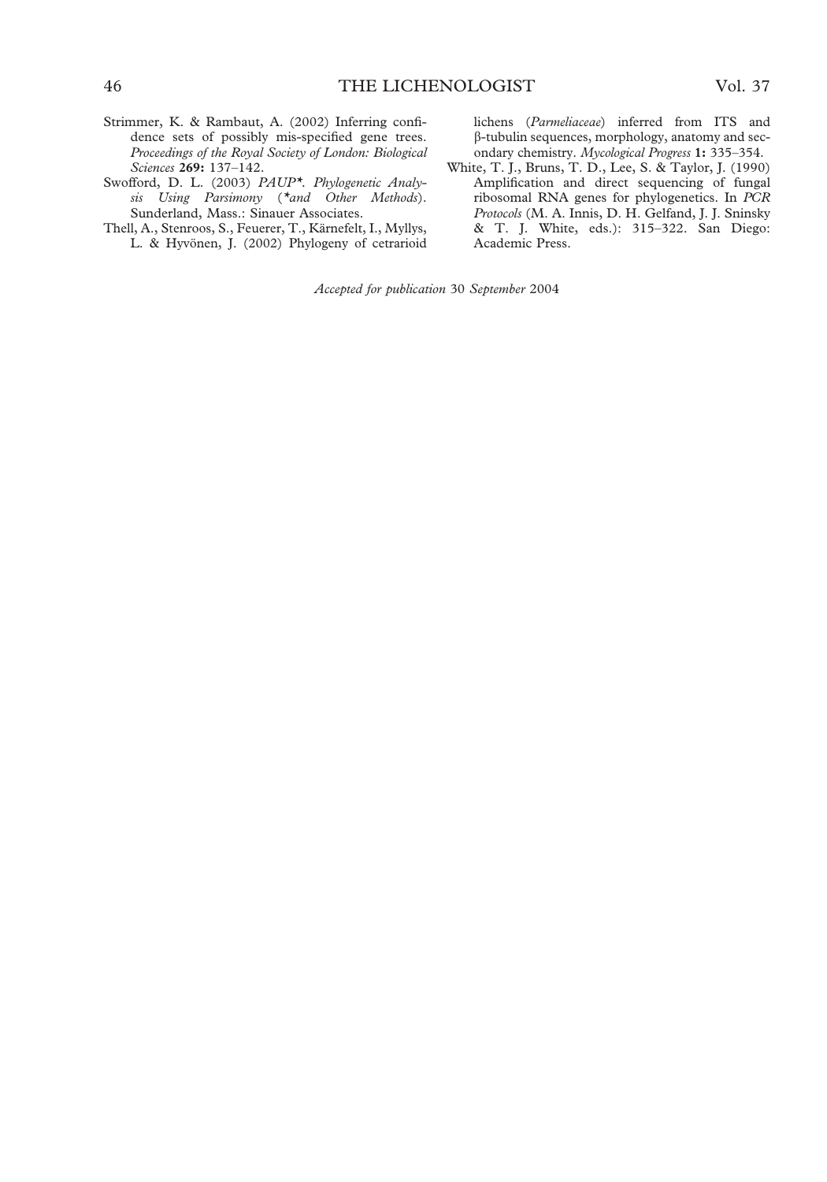Strimmer, K. & Rambaut, A. (2002) Inferring confidence sets of possibly mis-specified gene trees. *Proceedings of the Royal Society of London: Biological Sciences* **269:** 137–142.

Swofford, D. L. (2003) *PAUP\*. Phylogenetic Analysis Using Parsimony (\*and Other Methods)*. Sunderland, Mass.: Sinauer Associates.

Thell, A., Stenroos, S., Feuerer, T., Kärnefelt, I., Myllys, L. & Hyvönen, J. (2002) Phylogeny of cetrarioid lichens (*Parmeliaceae*) inferred from ITS and β-tubulin sequences, morphology, anatomy and secondary chemistry. *Mycological Progress* **1:** 335–354.

White, T. J., Bruns, T. D., Lee, S. & Taylor, J. (1990) Amplification and direct sequencing of fungal ribosomal RNA genes for phylogenetics. In *PCR Protocols* (M. A. Innis, D. H. Gelfand, J. J. Sninsky & T. J. White, eds.): 315–322. San Diego: Academic Press.

*Accepted for publication* 30 *September* 2004